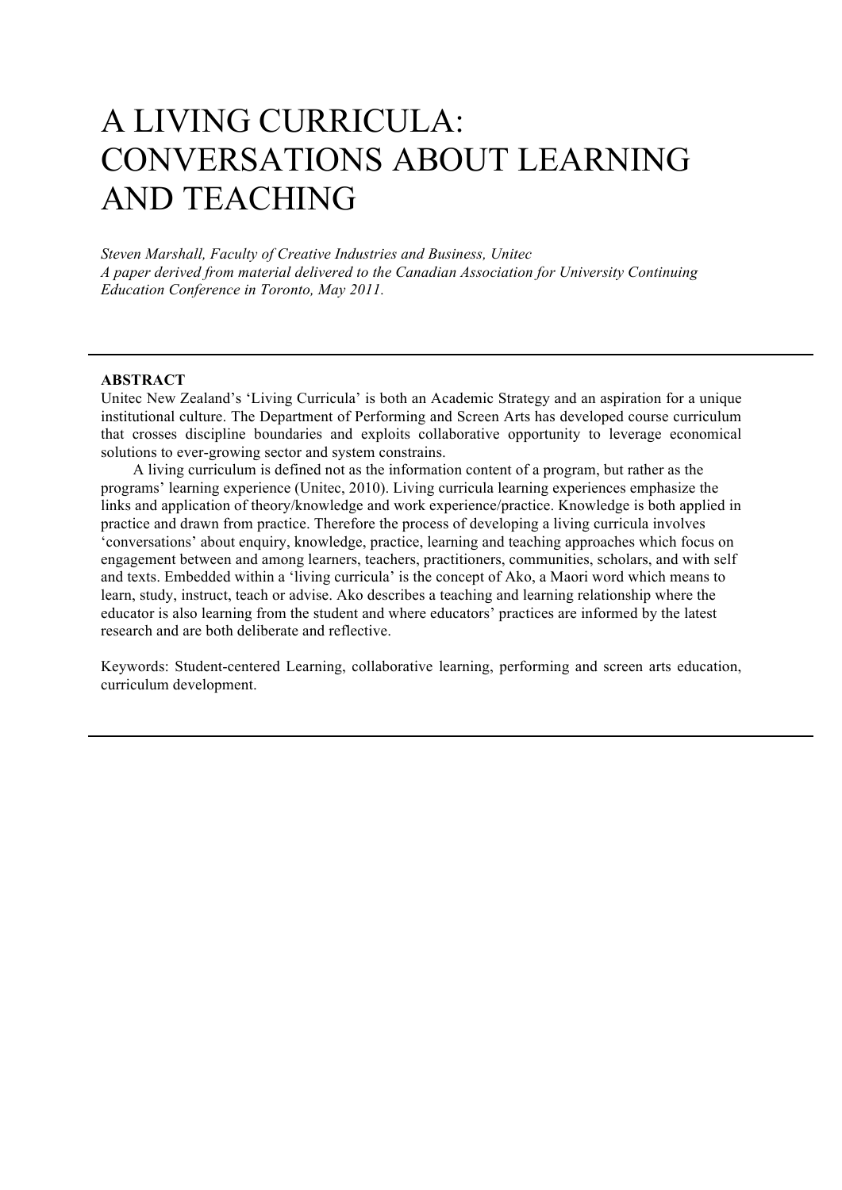# A LIVING CURRICULA: CONVERSATIONS ABOUT LEARNING AND TEACHING

*Steven Marshall, Faculty of Creative Industries and Business, Unitec*
*A paper derived from material delivered to the Canadian Association for University Continuing Education Conference in Toronto, May 2011.*

---

**ABSTRACT**

Unitec New Zealand's 'Living Curricula' is both an Academic Strategy and an aspiration for a unique institutional culture. The Department of Performing and Screen Arts has developed course curriculum that crosses discipline boundaries and exploits collaborative opportunity to leverage economical solutions to ever-growing sector and system constrains.

A living curriculum is defined not as the information content of a program, but rather as the programs' learning experience (Unitec, 2010). Living curricula learning experiences emphasize the links and application of theory/knowledge and work experience/practice. Knowledge is both applied in practice and drawn from practice. Therefore the process of developing a living curricula involves 'conversations' about enquiry, knowledge, practice, learning and teaching approaches which focus on engagement between and among learners, teachers, practitioners, communities, scholars, and with self and texts. Embedded within a 'living curricula' is the concept of Ako, a Maori word which means to learn, study, instruct, teach or advise. Ako describes a teaching and learning relationship where the educator is also learning from the student and where educators' practices are informed by the latest research and are both deliberate and reflective.

Keywords: Student-centered Learning, collaborative learning, performing and screen arts education, curriculum development.

---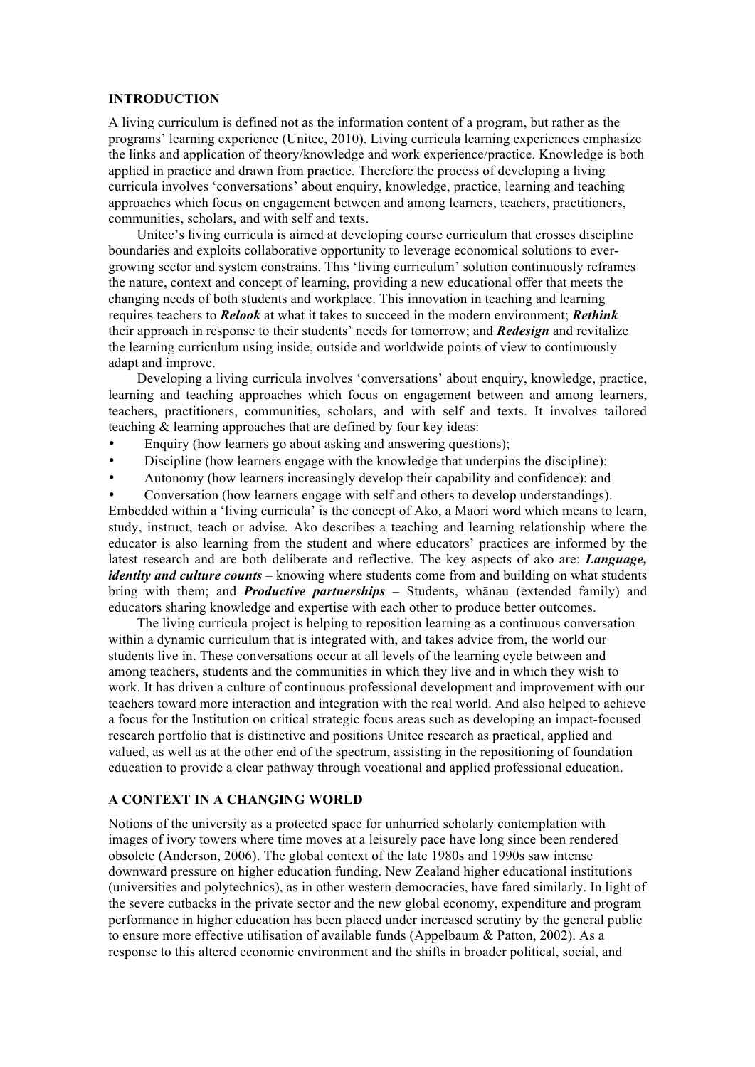## INTRODUCTION

A living curriculum is defined not as the information content of a program, but rather as the programs' learning experience (Unitec, 2010). Living curricula learning experiences emphasize the links and application of theory/knowledge and work experience/practice. Knowledge is both applied in practice and drawn from practice. Therefore the process of developing a living curricula involves 'conversations' about enquiry, knowledge, practice, learning and teaching approaches which focus on engagement between and among learners, teachers, practitioners, communities, scholars, and with self and texts.

Unitec's living curricula is aimed at developing course curriculum that crosses discipline boundaries and exploits collaborative opportunity to leverage economical solutions to ever-growing sector and system constrains. This 'living curriculum' solution continuously reframes the nature, context and concept of learning, providing a new educational offer that meets the changing needs of both students and workplace. This innovation in teaching and learning requires teachers to ***Relook*** at what it takes to succeed in the modern environment; ***Rethink*** their approach in response to their students' needs for tomorrow; and ***Redesign*** and revitalize the learning curriculum using inside, outside and worldwide points of view to continuously adapt and improve.

Developing a living curricula involves 'conversations' about enquiry, knowledge, practice, learning and teaching approaches which focus on engagement between and among learners, teachers, practitioners, communities, scholars, and with self and texts. It involves tailored teaching & learning approaches that are defined by four key ideas:

- Enquiry (how learners go about asking and answering questions);
- Discipline (how learners engage with the knowledge that underpins the discipline);
- Autonomy (how learners increasingly develop their capability and confidence); and
- Conversation (how learners engage with self and others to develop understandings).

Embedded within a 'living curricula' is the concept of Ako, a Maori word which means to learn, study, instruct, teach or advise. Ako describes a teaching and learning relationship where the educator is also learning from the student and where educators' practices are informed by the latest research and are both deliberate and reflective. The key aspects of ako are: ***Language, identity and culture counts*** – knowing where students come from and building on what students bring with them; and ***Productive partnerships*** – Students, whānau (extended family) and educators sharing knowledge and expertise with each other to produce better outcomes.

The living curricula project is helping to reposition learning as a continuous conversation within a dynamic curriculum that is integrated with, and takes advice from, the world our students live in. These conversations occur at all levels of the learning cycle between and among teachers, students and the communities in which they live and in which they wish to work. It has driven a culture of continuous professional development and improvement with our teachers toward more interaction and integration with the real world. And also helped to achieve a focus for the Institution on critical strategic focus areas such as developing an impact-focused research portfolio that is distinctive and positions Unitec research as practical, applied and valued, as well as at the other end of the spectrum, assisting in the repositioning of foundation education to provide a clear pathway through vocational and applied professional education.

## A CONTEXT IN A CHANGING WORLD

Notions of the university as a protected space for unhurried scholarly contemplation with images of ivory towers where time moves at a leisurely pace have long since been rendered obsolete (Anderson, 2006). The global context of the late 1980s and 1990s saw intense downward pressure on higher education funding. New Zealand higher educational institutions (universities and polytechnics), as in other western democracies, have fared similarly. In light of the severe cutbacks in the private sector and the new global economy, expenditure and program performance in higher education has been placed under increased scrutiny by the general public to ensure more effective utilisation of available funds (Appelbaum & Patton, 2002). As a response to this altered economic environment and the shifts in broader political, social, and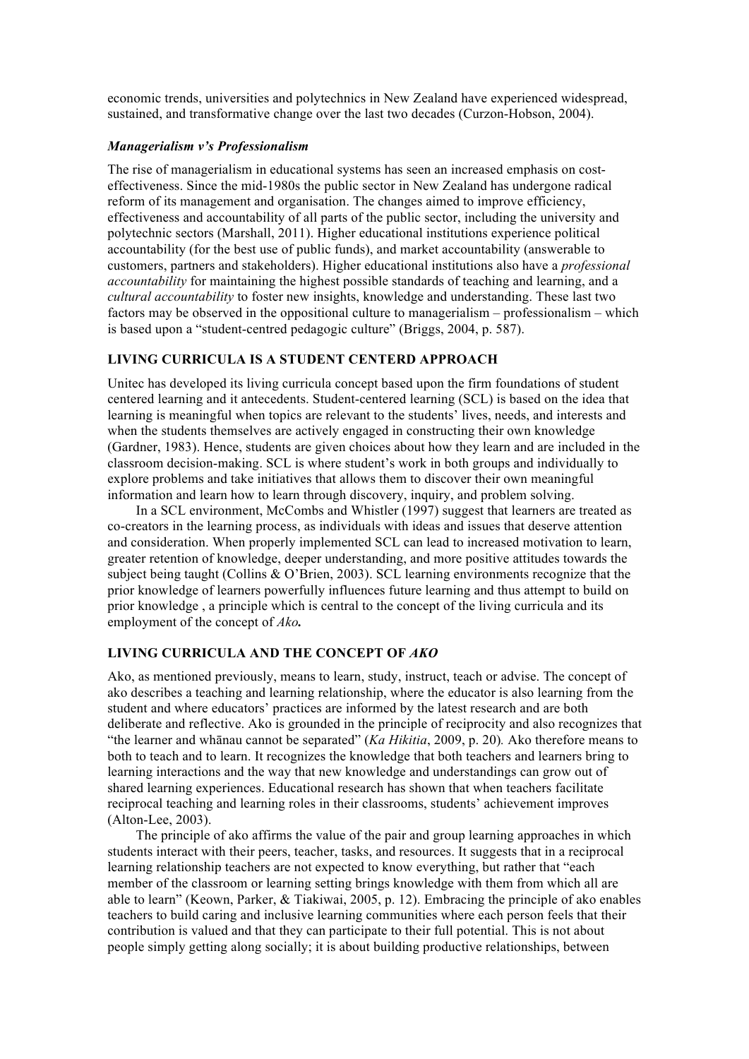economic trends, universities and polytechnics in New Zealand have experienced widespread, sustained, and transformative change over the last two decades (Curzon-Hobson, 2004).

### *Managerialism v's Professionalism*

The rise of managerialism in educational systems has seen an increased emphasis on cost-effectiveness. Since the mid-1980s the public sector in New Zealand has undergone radical reform of its management and organisation. The changes aimed to improve efficiency, effectiveness and accountability of all parts of the public sector, including the university and polytechnic sectors (Marshall, 2011). Higher educational institutions experience political accountability (for the best use of public funds), and market accountability (answerable to customers, partners and stakeholders). Higher educational institutions also have a *professional accountability* for maintaining the highest possible standards of teaching and learning, and a *cultural accountability* to foster new insights, knowledge and understanding. These last two factors may be observed in the oppositional culture to managerialism – professionalism – which is based upon a "student-centred pedagogic culture" (Briggs, 2004, p. 587).

## LIVING CURRICULA IS A STUDENT CENTERD APPROACH

Unitec has developed its living curricula concept based upon the firm foundations of student centered learning and it antecedents. Student-centered learning (SCL) is based on the idea that learning is meaningful when topics are relevant to the students' lives, needs, and interests and when the students themselves are actively engaged in constructing their own knowledge (Gardner, 1983). Hence, students are given choices about how they learn and are included in the classroom decision-making. SCL is where student's work in both groups and individually to explore problems and take initiatives that allows them to discover their own meaningful information and learn how to learn through discovery, inquiry, and problem solving.

In a SCL environment, McCombs and Whistler (1997) suggest that learners are treated as co-creators in the learning process, as individuals with ideas and issues that deserve attention and consideration. When properly implemented SCL can lead to increased motivation to learn, greater retention of knowledge, deeper understanding, and more positive attitudes towards the subject being taught (Collins & O'Brien, 2003). SCL learning environments recognize that the prior knowledge of learners powerfully influences future learning and thus attempt to build on prior knowledge , a principle which is central to the concept of the living curricula and its employment of the concept of ***Ako.***

## LIVING CURRICULA AND THE CONCEPT OF *AKO*

Ako, as mentioned previously, means to learn, study, instruct, teach or advise. The concept of ako describes a teaching and learning relationship, where the educator is also learning from the student and where educators' practices are informed by the latest research and are both deliberate and reflective. Ako is grounded in the principle of reciprocity and also recognizes that "the learner and whānau cannot be separated" (*Ka Hikitia*, 2009, p. 20)*.* Ako therefore means to both to teach and to learn. It recognizes the knowledge that both teachers and learners bring to learning interactions and the way that new knowledge and understandings can grow out of shared learning experiences. Educational research has shown that when teachers facilitate reciprocal teaching and learning roles in their classrooms, students' achievement improves (Alton-Lee, 2003).

The principle of ako affirms the value of the pair and group learning approaches in which students interact with their peers, teacher, tasks, and resources. It suggests that in a reciprocal learning relationship teachers are not expected to know everything, but rather that "each member of the classroom or learning setting brings knowledge with them from which all are able to learn" (Keown, Parker, & Tiakiwai, 2005, p. 12). Embracing the principle of ako enables teachers to build caring and inclusive learning communities where each person feels that their contribution is valued and that they can participate to their full potential. This is not about people simply getting along socially; it is about building productive relationships, between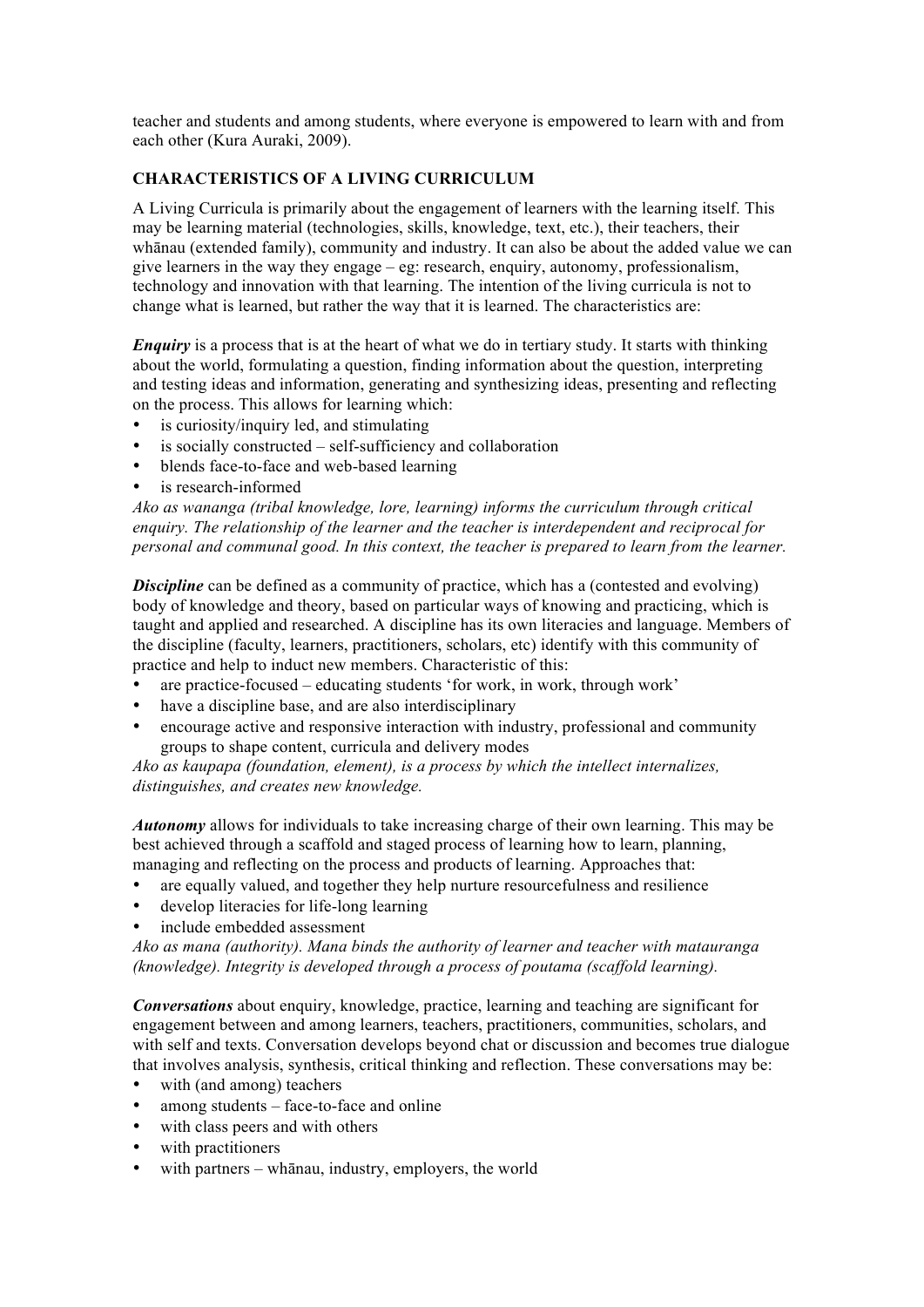teacher and students and among students, where everyone is empowered to learn with and from each other (Kura Auraki, 2009).

## CHARACTERISTICS OF A LIVING CURRICULUM

A Living Curricula is primarily about the engagement of learners with the learning itself. This may be learning material (technologies, skills, knowledge, text, etc.), their teachers, their whānau (extended family), community and industry. It can also be about the added value we can give learners in the way they engage – eg: research, enquiry, autonomy, professionalism, technology and innovation with that learning. The intention of the living curricula is not to change what is learned, but rather the way that it is learned. The characteristics are:

***Enquiry*** is a process that is at the heart of what we do in tertiary study. It starts with thinking about the world, formulating a question, finding information about the question, interpreting and testing ideas and information, generating and synthesizing ideas, presenting and reflecting on the process. This allows for learning which:

- is curiosity/inquiry led, and stimulating
- is socially constructed – self-sufficiency and collaboration
- blends face-to-face and web-based learning
- is research-informed

*Ako as wananga (tribal knowledge, lore, learning) informs the curriculum through critical enquiry. The relationship of the learner and the teacher is interdependent and reciprocal for personal and communal good. In this context, the teacher is prepared to learn from the learner.*

***Discipline*** can be defined as a community of practice, which has a (contested and evolving) body of knowledge and theory, based on particular ways of knowing and practicing, which is taught and applied and researched. A discipline has its own literacies and language. Members of the discipline (faculty, learners, practitioners, scholars, etc) identify with this community of practice and help to induct new members. Characteristic of this:

- are practice-focused – educating students 'for work, in work, through work'
- have a discipline base, and are also interdisciplinary
- encourage active and responsive interaction with industry, professional and community groups to shape content, curricula and delivery modes

*Ako as kaupapa (foundation, element), is a process by which the intellect internalizes, distinguishes, and creates new knowledge.*

***Autonomy*** allows for individuals to take increasing charge of their own learning. This may be best achieved through a scaffold and staged process of learning how to learn, planning, managing and reflecting on the process and products of learning. Approaches that:

- are equally valued, and together they help nurture resourcefulness and resilience
- develop literacies for life-long learning
- include embedded assessment

*Ako as mana (authority). Mana binds the authority of learner and teacher with matauranga (knowledge). Integrity is developed through a process of poutama (scaffold learning).*

***Conversations*** about enquiry, knowledge, practice, learning and teaching are significant for engagement between and among learners, teachers, practitioners, communities, scholars, and with self and texts. Conversation develops beyond chat or discussion and becomes true dialogue that involves analysis, synthesis, critical thinking and reflection. These conversations may be:

- with (and among) teachers
- among students – face-to-face and online
- with class peers and with others
- with practitioners
- with partners – whānau, industry, employers, the world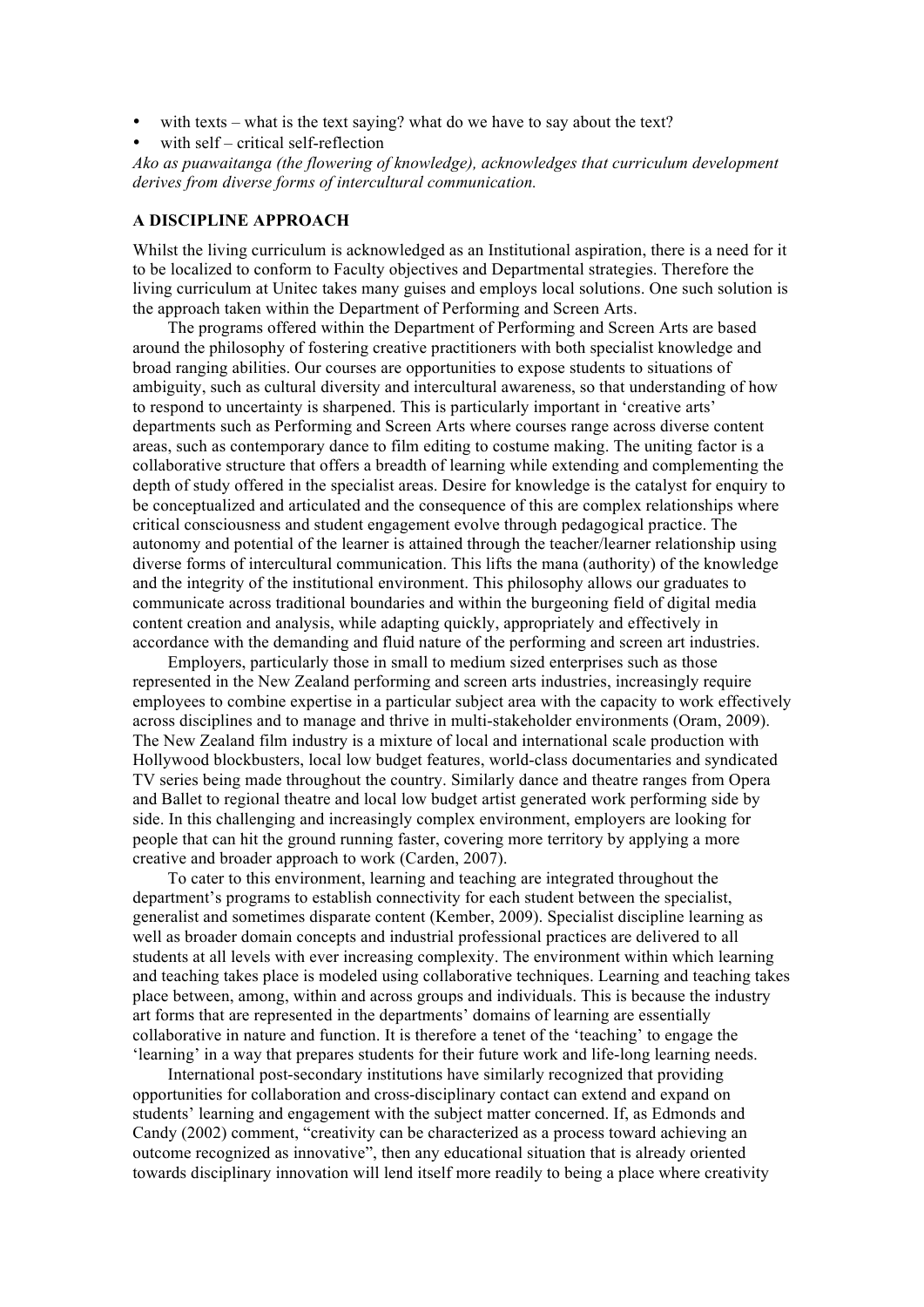- with texts – what is the text saying? what do we have to say about the text?
- with self – critical self-reflection

*Ako as puawaitanga (the flowering of knowledge), acknowledges that curriculum development derives from diverse forms of intercultural communication.*

## A DISCIPLINE APPROACH

Whilst the living curriculum is acknowledged as an Institutional aspiration, there is a need for it to be localized to conform to Faculty objectives and Departmental strategies. Therefore the living curriculum at Unitec takes many guises and employs local solutions. One such solution is the approach taken within the Department of Performing and Screen Arts.

The programs offered within the Department of Performing and Screen Arts are based around the philosophy of fostering creative practitioners with both specialist knowledge and broad ranging abilities. Our courses are opportunities to expose students to situations of ambiguity, such as cultural diversity and intercultural awareness, so that understanding of how to respond to uncertainty is sharpened. This is particularly important in 'creative arts' departments such as Performing and Screen Arts where courses range across diverse content areas, such as contemporary dance to film editing to costume making. The uniting factor is a collaborative structure that offers a breadth of learning while extending and complementing the depth of study offered in the specialist areas. Desire for knowledge is the catalyst for enquiry to be conceptualized and articulated and the consequence of this are complex relationships where critical consciousness and student engagement evolve through pedagogical practice. The autonomy and potential of the learner is attained through the teacher/learner relationship using diverse forms of intercultural communication. This lifts the mana (authority) of the knowledge and the integrity of the institutional environment. This philosophy allows our graduates to communicate across traditional boundaries and within the burgeoning field of digital media content creation and analysis, while adapting quickly, appropriately and effectively in accordance with the demanding and fluid nature of the performing and screen art industries.

Employers, particularly those in small to medium sized enterprises such as those represented in the New Zealand performing and screen arts industries, increasingly require employees to combine expertise in a particular subject area with the capacity to work effectively across disciplines and to manage and thrive in multi-stakeholder environments (Oram, 2009). The New Zealand film industry is a mixture of local and international scale production with Hollywood blockbusters, local low budget features, world-class documentaries and syndicated TV series being made throughout the country. Similarly dance and theatre ranges from Opera and Ballet to regional theatre and local low budget artist generated work performing side by side. In this challenging and increasingly complex environment, employers are looking for people that can hit the ground running faster, covering more territory by applying a more creative and broader approach to work (Carden, 2007).

To cater to this environment, learning and teaching are integrated throughout the department's programs to establish connectivity for each student between the specialist, generalist and sometimes disparate content (Kember, 2009). Specialist discipline learning as well as broader domain concepts and industrial professional practices are delivered to all students at all levels with ever increasing complexity. The environment within which learning and teaching takes place is modeled using collaborative techniques. Learning and teaching takes place between, among, within and across groups and individuals. This is because the industry art forms that are represented in the departments' domains of learning are essentially collaborative in nature and function. It is therefore a tenet of the 'teaching' to engage the 'learning' in a way that prepares students for their future work and life-long learning needs.

International post-secondary institutions have similarly recognized that providing opportunities for collaboration and cross-disciplinary contact can extend and expand on students' learning and engagement with the subject matter concerned. If, as Edmonds and Candy (2002) comment, "creativity can be characterized as a process toward achieving an outcome recognized as innovative", then any educational situation that is already oriented towards disciplinary innovation will lend itself more readily to being a place where creativity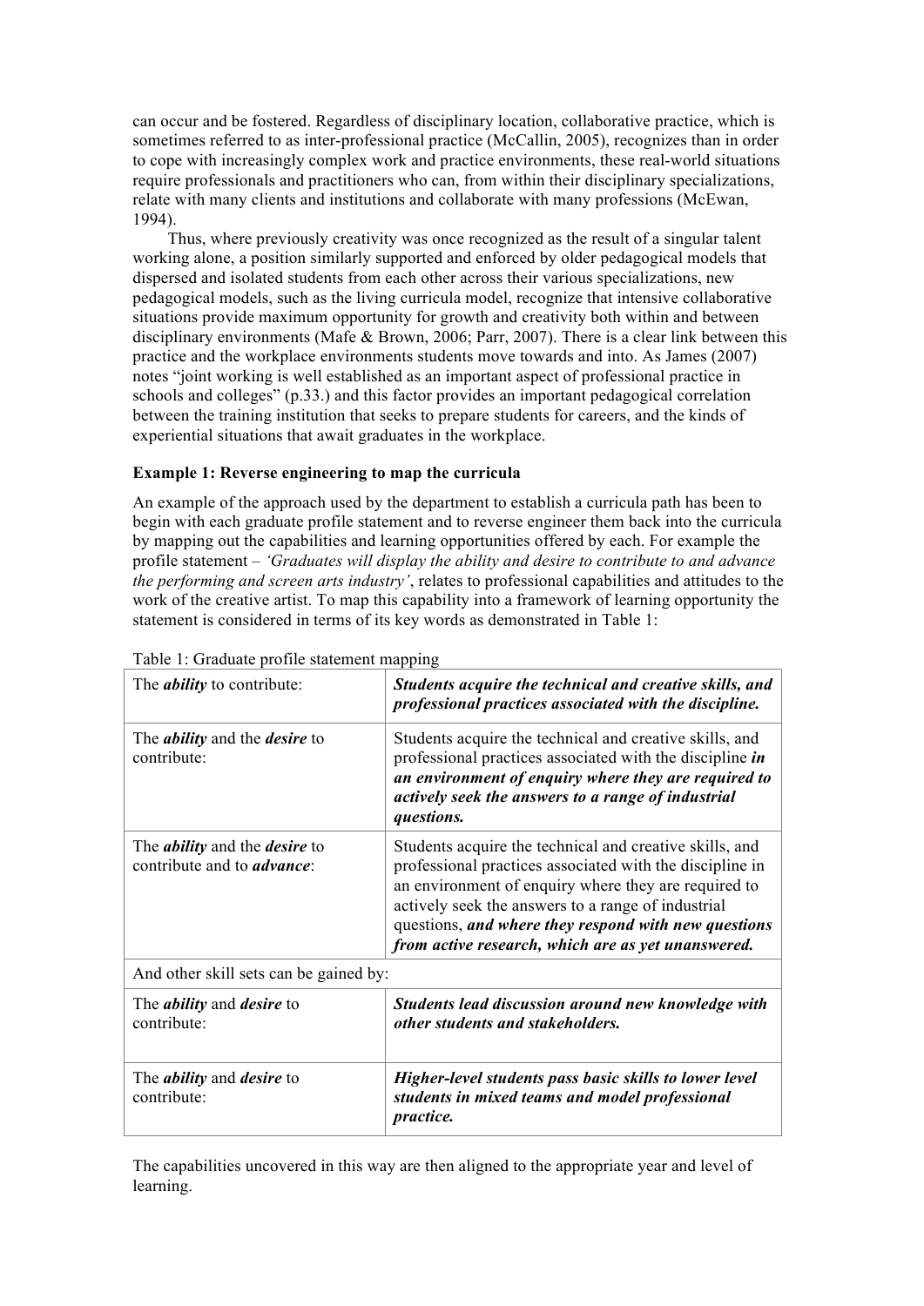can occur and be fostered. Regardless of disciplinary location, collaborative practice, which is sometimes referred to as inter-professional practice (McCallin, 2005), recognizes than in order to cope with increasingly complex work and practice environments, these real-world situations require professionals and practitioners who can, from within their disciplinary specializations, relate with many clients and institutions and collaborate with many professions (McEwan, 1994).

Thus, where previously creativity was once recognized as the result of a singular talent working alone, a position similarly supported and enforced by older pedagogical models that dispersed and isolated students from each other across their various specializations, new pedagogical models, such as the living curricula model, recognize that intensive collaborative situations provide maximum opportunity for growth and creativity both within and between disciplinary environments (Mafe & Brown, 2006; Parr, 2007). There is a clear link between this practice and the workplace environments students move towards and into. As James (2007) notes "joint working is well established as an important aspect of professional practice in schools and colleges" (p.33.) and this factor provides an important pedagogical correlation between the training institution that seeks to prepare students for careers, and the kinds of experiential situations that await graduates in the workplace.

**Example 1: Reverse engineering to map the curricula**

An example of the approach used by the department to establish a curricula path has been to begin with each graduate profile statement and to reverse engineer them back into the curricula by mapping out the capabilities and learning opportunities offered by each. For example the profile statement – *'Graduates will display the ability and desire to contribute to and advance the performing and screen arts industry'*, relates to professional capabilities and attitudes to the work of the creative artist. To map this capability into a framework of learning opportunity the statement is considered in terms of its key words as demonstrated in Table 1:

Table 1: Graduate profile statement mapping

| | |
|---|---|
| The ***ability*** to contribute: | ***Students acquire the technical and creative skills, and professional practices associated with the discipline.*** |
| The ***ability*** and the ***desire*** to contribute: | Students acquire the technical and creative skills, and professional practices associated with the discipline ***in an environment of enquiry where they are required to actively seek the answers to a range of industrial questions.*** |
| The ***ability*** and the ***desire*** to contribute and to ***advance***: | Students acquire the technical and creative skills, and professional practices associated with the discipline in an environment of enquiry where they are required to actively seek the answers to a range of industrial questions, ***and where they respond with new questions from active research, which are as yet unanswered.*** |
| And other skill sets can be gained by: | |
| The ***ability*** and ***desire*** to contribute: | ***Students lead discussion around new knowledge with other students and stakeholders.*** |
| The ***ability*** and ***desire*** to contribute: | ***Higher-level students pass basic skills to lower level students in mixed teams and model professional practice.*** |

The capabilities uncovered in this way are then aligned to the appropriate year and level of learning.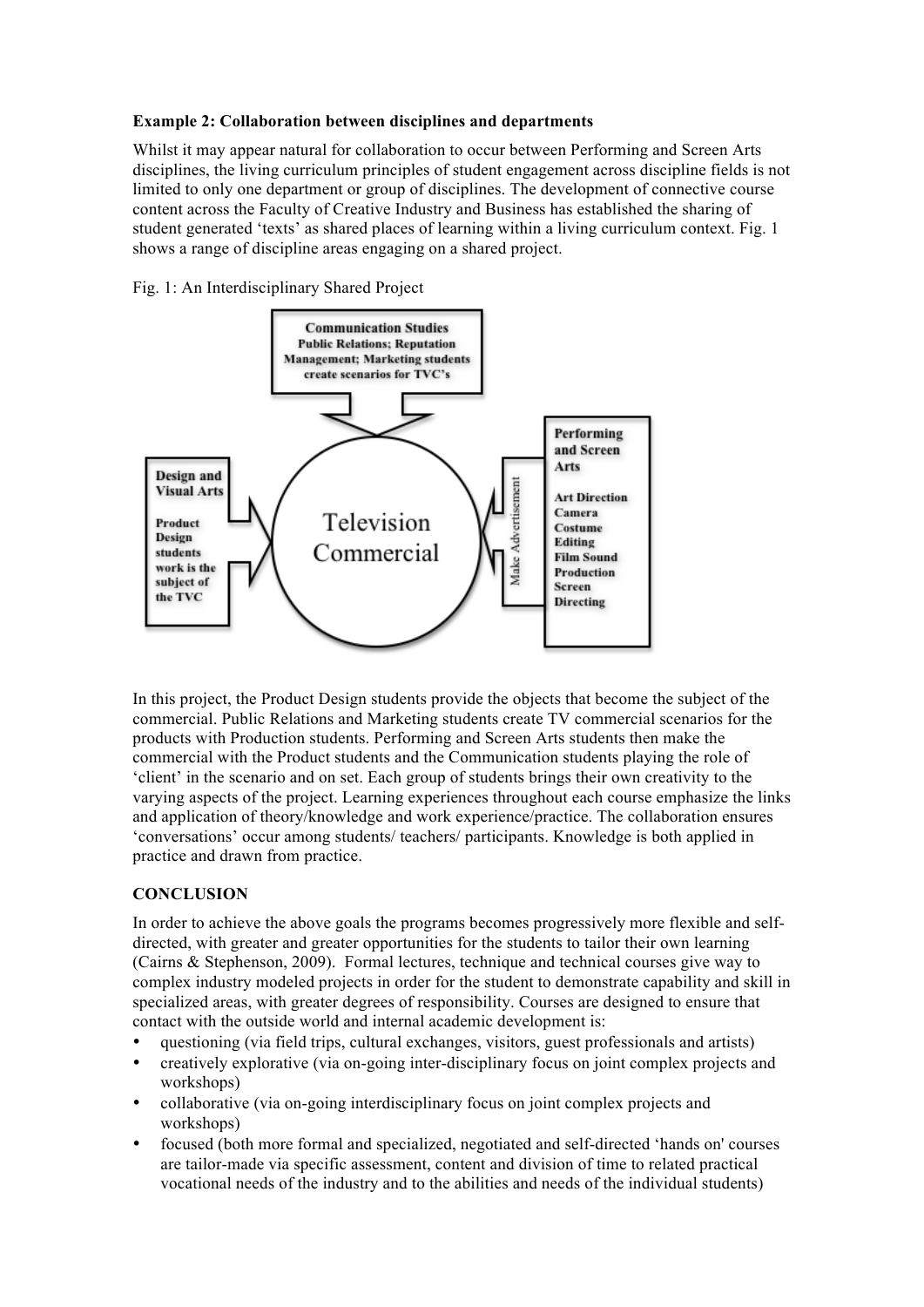**Example 2: Collaboration between disciplines and departments**

Whilst it may appear natural for collaboration to occur between Performing and Screen Arts disciplines, the living curriculum principles of student engagement across discipline fields is not limited to only one department or group of disciplines. The development of connective course content across the Faculty of Creative Industry and Business has established the sharing of student generated 'texts' as shared places of learning within a living curriculum context. Fig. 1 shows a range of discipline areas engaging on a shared project.

Fig. 1: An Interdisciplinary Shared Project

**Communication Studies**
**Public Relations; Reputation Management; Marketing students create scenarios for TVC's**

**Design and Visual Arts**
**Product Design students work is the subject of the TVC**

Television Commercial

Make Advertisement

**Performing and Screen Arts**
**Art Direction**
**Camera**
**Costume**
**Editing**
**Film Sound**
**Production**
**Screen Directing**

In this project, the Product Design students provide the objects that become the subject of the commercial. Public Relations and Marketing students create TV commercial scenarios for the products with Production students. Performing and Screen Arts students then make the commercial with the Product students and the Communication students playing the role of 'client' in the scenario and on set. Each group of students brings their own creativity to the varying aspects of the project. Learning experiences throughout each course emphasize the links and application of theory/knowledge and work experience/practice. The collaboration ensures 'conversations' occur among students/ teachers/ participants. Knowledge is both applied in practice and drawn from practice.

**CONCLUSION**

In order to achieve the above goals the programs becomes progressively more flexible and self-directed, with greater and greater opportunities for the students to tailor their own learning (Cairns & Stephenson, 2009). Formal lectures, technique and technical courses give way to complex industry modeled projects in order for the student to demonstrate capability and skill in specialized areas, with greater degrees of responsibility. Courses are designed to ensure that contact with the outside world and internal academic development is:

- questioning (via field trips, cultural exchanges, visitors, guest professionals and artists)
- creatively explorative (via on-going inter-disciplinary focus on joint complex projects and workshops)
- collaborative (via on-going interdisciplinary focus on joint complex projects and workshops)
- focused (both more formal and specialized, negotiated and self-directed 'hands on' courses are tailor-made via specific assessment, content and division of time to related practical vocational needs of the industry and to the abilities and needs of the individual students)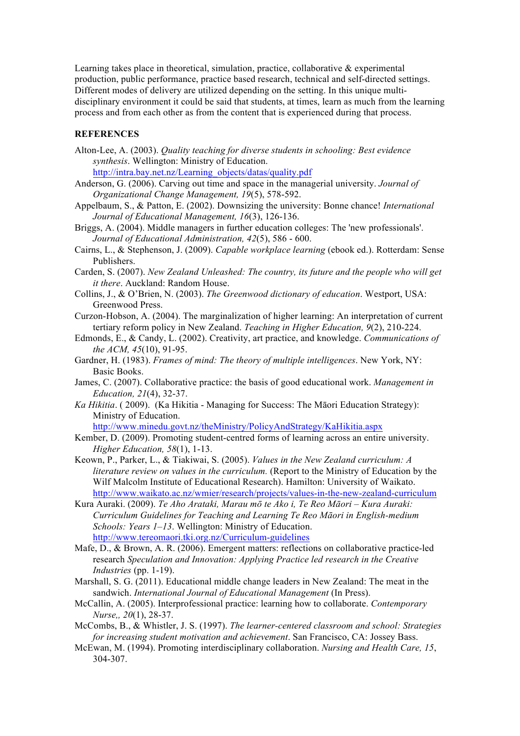Learning takes place in theoretical, simulation, practice, collaborative & experimental production, public performance, practice based research, technical and self-directed settings. Different modes of delivery are utilized depending on the setting. In this unique multi-disciplinary environment it could be said that students, at times, learn as much from the learning process and from each other as from the content that is experienced during that process.

## REFERENCES

Alton-Lee, A. (2003). *Quality teaching for diverse students in schooling: Best evidence synthesis*. Wellington: Ministry of Education. http://intra.bay.net.nz/Learning_objects/datas/quality.pdf

Anderson, G. (2006). Carving out time and space in the managerial university. *Journal of Organizational Change Management, 19*(5), 578-592.

Appelbaum, S., & Patton, E. (2002). Downsizing the university: Bonne chance! *International Journal of Educational Management, 16*(3), 126-136.

Briggs, A. (2004). Middle managers in further education colleges: The 'new professionals'. *Journal of Educational Administration, 42*(5), 586 - 600.

Cairns, L., & Stephenson, J. (2009). *Capable workplace learning* (ebook ed.). Rotterdam: Sense Publishers.

Carden, S. (2007). *New Zealand Unleashed: The country, its future and the people who will get it there*. Auckland: Random House.

Collins, J., & O'Brien, N. (2003). *The Greenwood dictionary of education*. Westport, USA: Greenwood Press.

Curzon-Hobson, A. (2004). The marginalization of higher learning: An interpretation of current tertiary reform policy in New Zealand. *Teaching in Higher Education, 9*(2), 210-224.

Edmonds, E., & Candy, L. (2002). Creativity, art practice, and knowledge. *Communications of the ACM, 45*(10), 91-95.

Gardner, H. (1983). *Frames of mind: The theory of multiple intelligences*. New York, NY: Basic Books.

James, C. (2007). Collaborative practice: the basis of good educational work. *Management in Education, 21*(4), 32-37.

*Ka Hikitia*. ( 2009). (Ka Hikitia - Managing for Success: The Māori Education Strategy): Ministry of Education. http://www.minedu.govt.nz/theMinistry/PolicyAndStrategy/KaHikitia.aspx

Kember, D. (2009). Promoting student-centred forms of learning across an entire university. *Higher Education, 58*(1), 1-13.

Keown, P., Parker, L., & Tiakiwai, S. (2005). *Values in the New Zealand curriculum: A literature review on values in the curriculum.* (Report to the Ministry of Education by the Wilf Malcolm Institute of Educational Research). Hamilton: University of Waikato. http://www.waikato.ac.nz/wmier/research/projects/values-in-the-new-zealand-curriculum

Kura Auraki. (2009). *Te Aho Arataki, Marau mō te Ako i, Te Reo Māori – Kura Auraki: Curriculum Guidelines for Teaching and Learning Te Reo Māori in English-medium Schools: Years 1–13*. Wellington: Ministry of Education. http://www.tereomaori.tki.org.nz/Curriculum-guidelines

Mafe, D., & Brown, A. R. (2006). Emergent matters: reflections on collaborative practice-led research *Speculation and Innovation: Applying Practice led research in the Creative Industries* (pp. 1-19).

Marshall, S. G. (2011). Educational middle change leaders in New Zealand: The meat in the sandwich. *International Journal of Educational Management* (In Press).

McCallin, A. (2005). Interprofessional practice: learning how to collaborate. *Contemporary Nurse,, 20*(1), 28-37.

McCombs, B., & Whistler, J. S. (1997). *The learner-centered classroom and school: Strategies for increasing student motivation and achievement*. San Francisco, CA: Jossey Bass.

McEwan, M. (1994). Promoting interdisciplinary collaboration. *Nursing and Health Care, 15*, 304-307.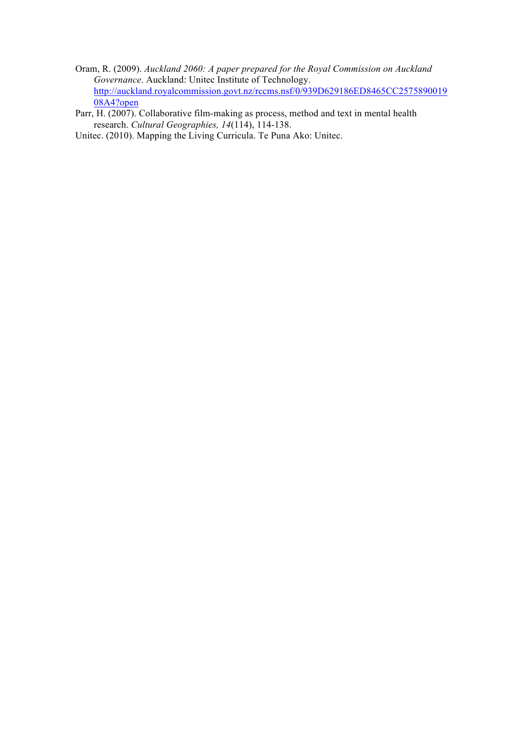Oram, R. (2009). *Auckland 2060: A paper prepared for the Royal Commission on Auckland Governance*. Auckland: Unitec Institute of Technology. http://auckland.royalcommission.govt.nz/rccms.nsf/0/939D629186ED8465CC257589001908A4?open

Parr, H. (2007). Collaborative film-making as process, method and text in mental health research. *Cultural Geographies, 14*(114), 114-138.

Unitec. (2010). Mapping the Living Curricula. Te Puna Ako: Unitec.